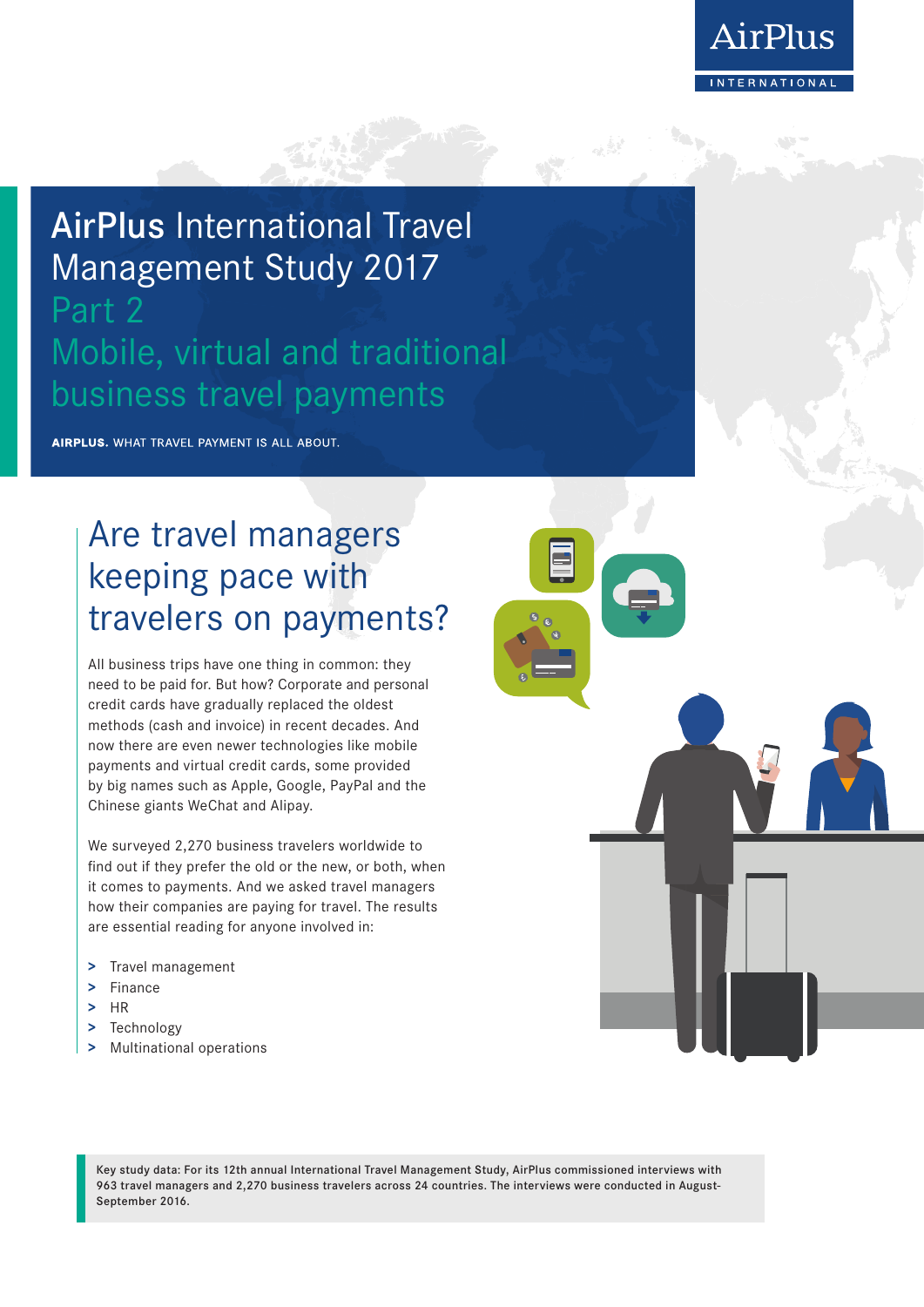# AirPlus International Travel Management Study 2017

## Part 2
## Mobile, virtual and traditional business travel payments

**AIRPLUS.** WHAT TRAVEL PAYMENT IS ALL ABOUT.

## Are travel managers keeping pace with travelers on payments?

All business trips have one thing in common: they need to be paid for. But how? Corporate and personal credit cards have gradually replaced the oldest methods (cash and invoice) in recent decades. And now there are even newer technologies like mobile payments and virtual credit cards, some provided by big names such as Apple, Google, PayPal and the Chinese giants WeChat and Alipay.

We surveyed 2,270 business travelers worldwide to find out if they prefer the old or the new, or both, when it comes to payments. And we asked travel managers how their companies are paying for travel. The results are essential reading for anyone involved in:

- Travel management
- Finance
- HR
- Technology
- Multinational operations

Key study data: For its 12th annual International Travel Management Study, AirPlus commissioned interviews with 963 travel managers and 2,270 business travelers across 24 countries. The interviews were conducted in August-September 2016.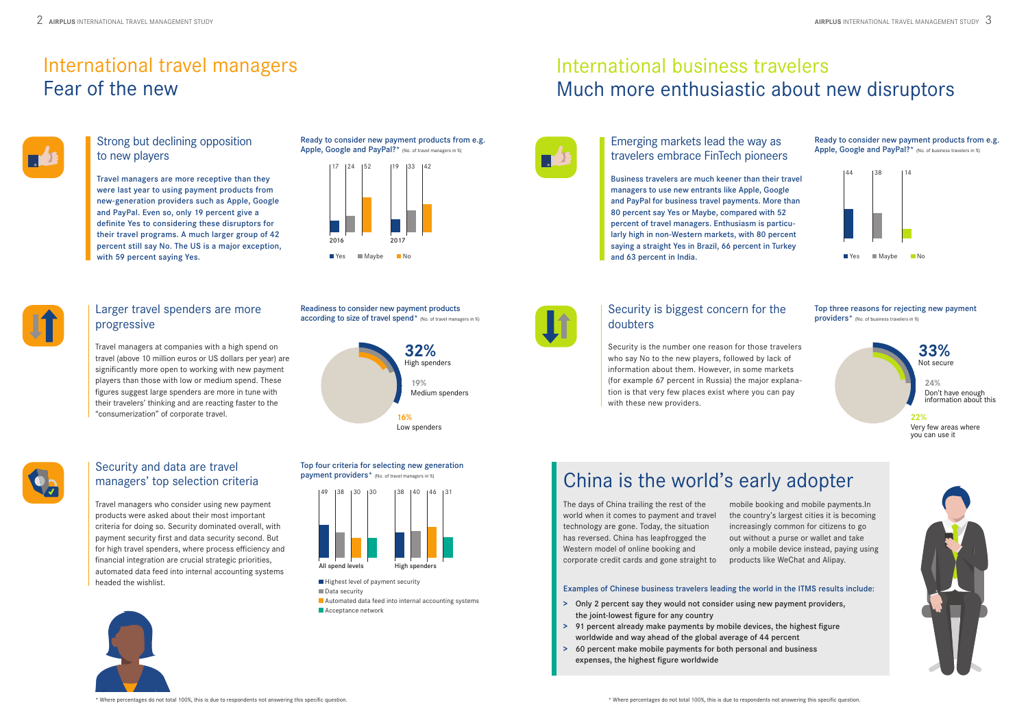# International travel managers
## Fear of the new

### Strong but declining opposition to new players

**Travel managers are more receptive than they were last year to using payment products from new-generation providers such as Apple, Google and PayPal. Even so, only 19 percent give a definite Yes to considering these disruptors for their travel programs. A much larger group of 42 percent still say No. The US is a major exception, with 59 percent saying Yes.**

**Ready to consider new payment products from e.g. Apple, Google and PayPal?*** (No. of travel managers in %)

| | Yes | Maybe | No |
|---|---|---|---|
| 2016 | 17 | 24 | 52 |
| 2017 | 19 | 33 | 42 |

### Larger travel spenders are more progressive

Travel managers at companies with a high spend on travel (above 10 million euros or US dollars per year) are significantly more open to working with new payment players than those with low or medium spend. These figures suggest large spenders are more in tune with their travelers' thinking and are reacting faster to the "consumerization" of corporate travel.

**Readiness to consider new payment products according to size of travel spend*** (No. of travel managers in %)

- 32% High spenders
- 19% Medium spenders
- 16% Low spenders

### Security and data are travel managers' top selection criteria

Travel managers who consider using new payment products were asked about their most important criteria for doing so. Security dominated overall, with payment security first and data security second. But for high travel spenders, where process efficiency and financial integration are crucial strategic priorities, automated data feed into internal accounting systems headed the wishlist.

**Top four criteria for selecting new generation payment providers*** (No. of travel managers in %)

| | Highest level of payment security | Data security | Automated data feed into internal accounting systems | Acceptance network |
|---|---|---|---|---|
| All spend levels | 49 | 38 | 30 | 30 |
| High spenders | 38 | 40 | 46 | 31 |

\* Where percentages do not total 100%, this is due to respondents not answering this specific question.

# International business travelers
## Much more enthusiastic about new disruptors

### Emerging markets lead the way as travelers embrace FinTech pioneers

**Business travelers are much keener than their travel managers to use new entrants like Apple, Google and PayPal for business travel payments. More than 80 percent say Yes or Maybe, compared with 52 percent of travel managers. Enthusiasm is particularly high in non-Western markets, with 80 percent saying a straight Yes in Brazil, 66 percent in Turkey and 63 percent in India.**

**Ready to consider new payment products from e.g. Apple, Google and PayPal?*** (No. of business travelers in %)

| Yes | Maybe | No |
|---|---|---|
| 44 | 38 | 14 |

### Security is biggest concern for the doubters

Security is the number one reason for those travelers who say No to the new players, followed by lack of information about them. However, in some markets (for example 67 percent in Russia) the major explanation is that very few places exist where you can pay with these new providers.

**Top three reasons for rejecting new payment providers*** (No. of business travelers in %)

- 33% Not secure
- 24% Don't have enough information about this
- 22% Very few areas where you can use it

## China is the world's early adopter

The days of China trailing the rest of the world when it comes to payment and travel technology are gone. Today, the situation has reversed. China has leapfrogged the Western model of online booking and corporate credit cards and gone straight to mobile booking and mobile payments.In the country's largest cities it is becoming increasingly common for citizens to go out without a purse or wallet and take only a mobile device instead, paying using products like WeChat and Alipay.

Examples of Chinese business travelers leading the world in the ITMS results include:

- Only 2 percent say they would not consider using new payment providers, the joint-lowest figure for any country
- 91 percent already make payments by mobile devices, the highest figure worldwide and way ahead of the global average of 44 percent
- 60 percent make mobile payments for both personal and business expenses, the highest figure worldwide

\* Where percentages do not total 100%, this is due to respondents not answering this specific question.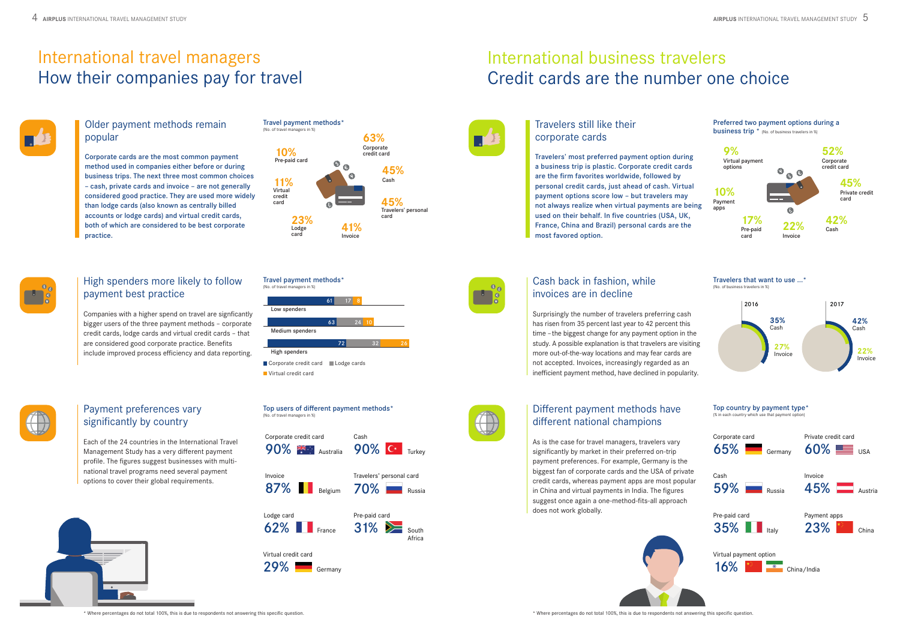# International travel managers
## How their companies pay for travel

### Older payment methods remain popular

**Corporate cards are the most common payment method used in companies either before or during business trips. The next three most common choices – cash, private cards and invoice – are not generally considered good practice. They are used more widely than lodge cards (also known as centrally billed accounts or lodge cards) and virtual credit cards, both of which are considered to be best corporate practice.**

**Travel payment methods***
(No. of travel managers in %)

| Payment method | % |
|---|---|
| Corporate credit card | 63% |
| Cash | 45% |
| Travelers' personal card | 45% |
| Invoice | 41% |
| Lodge card | 23% |
| Virtual credit card | 11% |
| Pre-paid card | 10% |

### High spenders more likely to follow payment best practice

Companies with a higher spend on travel are signficantly bigger users of the three payment methods – corporate credit cards, lodge cards and virtual credit cards – that are considered good corporate practice. Benefits include improved process efficiency and data reporting.

**Travel payment methods***
(No. of travel managers in %)

| | Corporate credit card | Lodge cards | Virtual credit card |
|---|---|---|---|
| Low spenders | 61 | 17 | 8 |
| Medium spenders | 63 | 24 | 10 |
| High spenders | 72 | 32 | 26 |

### Payment preferences vary significantly by country

Each of the 24 countries in the International Travel Management Study has a very different payment profile. The figures suggest businesses with multi-national travel programs need several payment options to cover their global requirements.

**Top users of different payment methods***
(No. of travel managers in %)

| Payment method | % | Country |
|---|---|---|
| Corporate credit card | 90% | Australia |
| Cash | 90% | Turkey |
| Invoice | 87% | Belgium |
| Travelers' personal card | 70% | Russia |
| Lodge card | 62% | France |
| Pre-paid card | 31% | South Africa |
| Virtual credit card | 29% | Germany |

\* Where percentages do not total 100%, this is due to respondents not answering this specific question.

# International business travelers
## Credit cards are the number one choice

### Travelers still like their corporate cards

**Travelers' most preferred payment option during a business trip is plastic. Corporate credit cards are the firm favorites worldwide, followed by personal credit cards, just ahead of cash. Virtual payment options score low – but travelers may not always realize when virtual payments are being used on their behalf. In five countries (USA, UK, France, China and Brazil) personal cards are the most favored option.**

**Preferred two payment options during a business trip*** (No. of business travelers in %)

| Payment option | % |
|---|---|
| Corporate credit card | 52% |
| Private credit card | 45% |
| Cash | 42% |
| Invoice | 22% |
| Pre-paid card | 17% |
| Payment apps | 10% |
| Virtual payment options | 9% |

### Cash back in fashion, while invoices are in decline

Surprisingly the number of travelers preferring cash has risen from 35 percent last year to 42 percent this time – the biggest change for any payment option in the study. A possible explanation is that travelers are visiting more out-of-the-way locations and may fear cards are not accepted. Invoices, increasingly regarded as an inefficient payment method, have declined in popularity.

**Travelers that want to use ...***
(No. of business travelers in %)

| | 2016 | 2017 |
|---|---|---|
| Cash | 35% | 42% |
| Invoice | 27% | 22% |

### Different payment methods have different national champions

As is the case for travel managers, travelers vary significantly by market in their preferred on-trip payment preferences. For example, Germany is the biggest fan of corporate cards and the USA of private credit cards, whereas payment apps are most popular in China and virtual payments in India. The figures suggest once again a one-method-fits-all approach does not work globally.

**Top country by payment type***
(% in each country which use that payment option)

| Payment type | % | Country |
|---|---|---|
| Corporate card | 65% | Germany |
| Private credit card | 60% | USA |
| Cash | 59% | Russia |
| Invoice | 45% | Austria |
| Pre-paid card | 35% | Italy |
| Payment apps | 23% | China |
| Virtual payment option | 16% | China/India |

\* Where percentages do not total 100%, this is due to respondents not answering this specific question.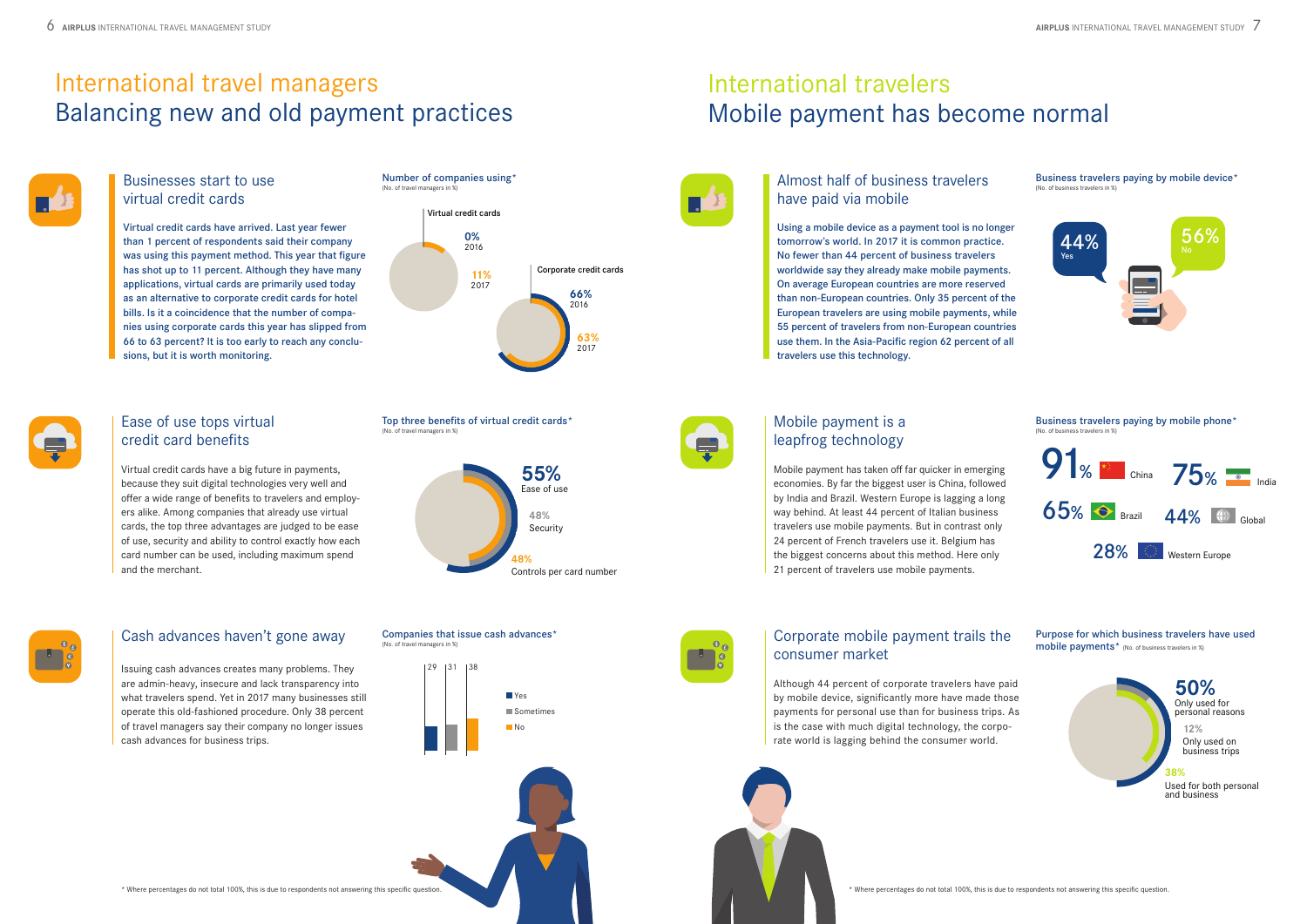# International travel managers
## Balancing new and old payment practices

### Businesses start to use virtual credit cards

Virtual credit cards have arrived. Last year fewer than 1 percent of respondents said their company was using this payment method. This year that figure has shot up to 11 percent. Although they have many applications, virtual cards are primarily used today as an alternative to corporate credit cards for hotel bills. Is it a coincidence that the number of companies using corporate cards this year has slipped from 66 to 63 percent? It is too early to reach any conclusions, but it is worth monitoring.

**Number of companies using***
(No. of travel managers in %)

| | 2016 | 2017 |
|---|---|---|
| Virtual credit cards | 0% | 11% |
| Corporate credit cards | 66% | 63% |

### Ease of use tops virtual credit card benefits

Virtual credit cards have a big future in payments, because they suit digital technologies very well and offer a wide range of benefits to travelers and employers alike. Among companies that already use virtual cards, the top three advantages are judged to be ease of use, security and ability to control exactly how each card number can be used, including maximum spend and the merchant.

**Top three benefits of virtual credit cards***
(No. of travel managers in %)

| Benefit | % |
|---|---|
| Ease of use | 55% |
| Security | 48% |
| Controls per card number | 48% |

### Cash advances haven't gone away

Issuing cash advances creates many problems. They are admin-heavy, insecure and lack transparency into what travelers spend. Yet in 2017 many businesses still operate this old-fashioned procedure. Only 38 percent of travel managers say their company no longer issues cash advances for business trips.

**Companies that issue cash advances***
(No. of travel managers in %)

| Yes | Sometimes | No |
|---|---|---|
| 29 | 31 | 38 |

\* Where percentages do not total 100%, this is due to respondents not answering this specific question.

# International travelers
## Mobile payment has become normal

### Almost half of business travelers have paid via mobile

Using a mobile device as a payment tool is no longer tomorrow's world. In 2017 it is common practice. No fewer than 44 percent of business travelers worldwide say they already make mobile payments. On average European countries are more reserved than non-European countries. Only 35 percent of the European travelers are using mobile payments, while 55 percent of travelers from non-European countries use them. In the Asia-Pacific region 62 percent of all travelers use this technology.

**Business travelers paying by mobile device***
(No. of business travelers in %)

| Yes | No |
|---|---|
| 44% | 56% |

### Mobile payment is a leapfrog technology

Mobile payment has taken off far quicker in emerging economies. By far the biggest user is China, followed by India and Brazil. Western Europe is lagging a long way behind. At least 44 percent of Italian business travelers use mobile payments. But in contrast only 24 percent of French travelers use it. Belgium has the biggest concerns about this method. Here only 21 percent of travelers use mobile payments.

**Business travelers paying by mobile phone***
(No. of business travelers in %)

| Region | % |
|---|---|
| China | 91% |
| India | 75% |
| Brazil | 65% |
| Global | 44% |
| Western Europe | 28% |

### Corporate mobile payment trails the consumer market

Although 44 percent of corporate travelers have paid by mobile device, significantly more have made those payments for personal use than for business trips. As is the case with much digital technology, the corporate world is lagging behind the consumer world.

**Purpose for which business travelers have used mobile payments*** (No. of business travelers in %)

| Purpose | % |
|---|---|
| Only used for personal reasons | 50% |
| Only used on business trips | 12% |
| Used for both personal and business | 38% |

\* Where percentages do not total 100%, this is due to respondents not answering this specific question.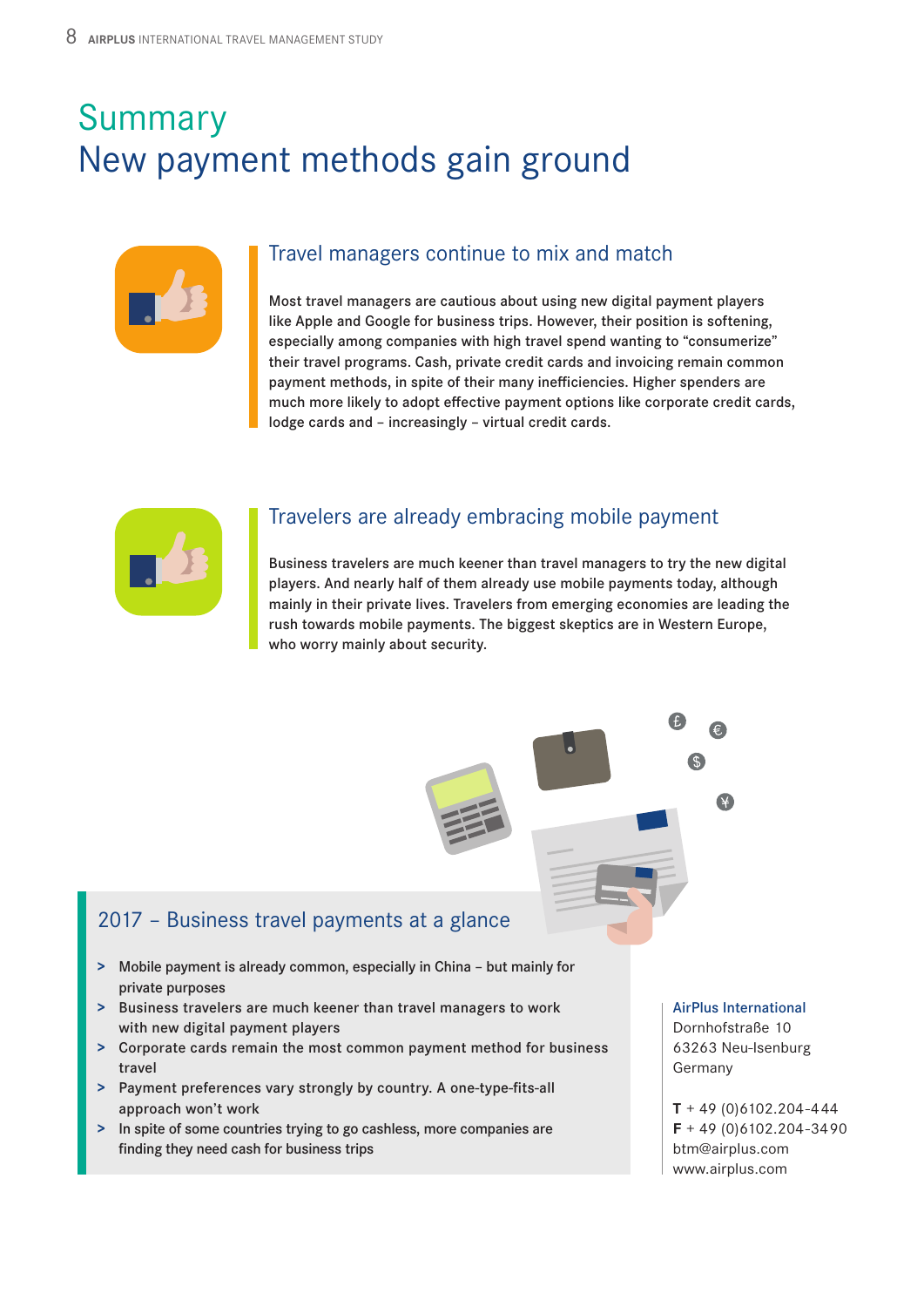# Summary
# New payment methods gain ground

## Travel managers continue to mix and match

Most travel managers are cautious about using new digital payment players like Apple and Google for business trips. However, their position is softening, especially among companies with high travel spend wanting to “consumerize” their travel programs. Cash, private credit cards and invoicing remain common payment methods, in spite of their many inefficiencies. Higher spenders are much more likely to adopt effective payment options like corporate credit cards, lodge cards and – increasingly – virtual credit cards.

## Travelers are already embracing mobile payment

Business travelers are much keener than travel managers to try the new digital players. And nearly half of them already use mobile payments today, although mainly in their private lives. Travelers from emerging economies are leading the rush towards mobile payments. The biggest skeptics are in Western Europe, who worry mainly about security.

## 2017 – Business travel payments at a glance

- Mobile payment is already common, especially in China – but mainly for private purposes
- Business travelers are much keener than travel managers to work with new digital payment players
- Corporate cards remain the most common payment method for business travel
- Payment preferences vary strongly by country. A one-type-fits-all approach won’t work
- In spite of some countries trying to go cashless, more companies are finding they need cash for business trips

**AirPlus International**
Dornhofstraße 10
63263 Neu-Isenburg
Germany

**T** + 49 (0)6102.204-444
**F** + 49 (0)6102.204-3490
btm@airplus.com
www.airplus.com